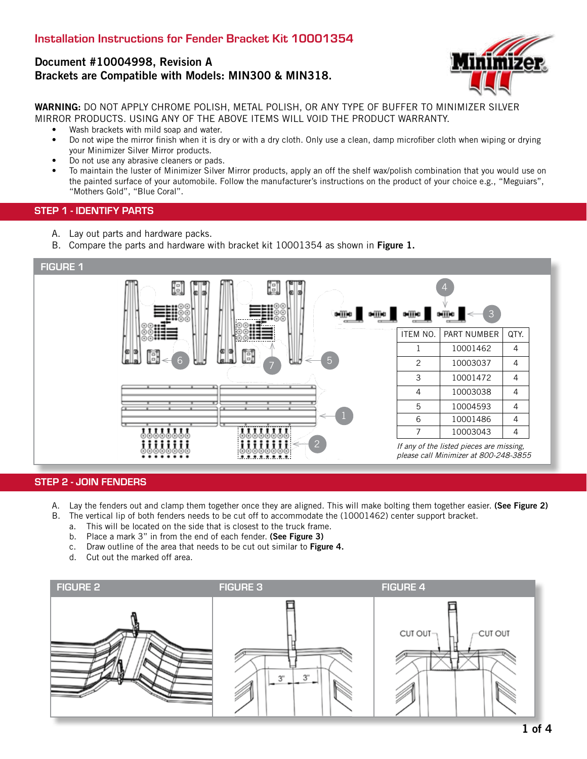# Installation Instructions for Fender Bracket Kit 10001354

**Document #10004998, Revision A**
**Brackets are Compatible with Models: MIN300 & MIN318.**

**WARNING:** DO NOT APPLY CHROME POLISH, METAL POLISH, OR ANY TYPE OF BUFFER TO MINIMIZER SILVER MIRROR PRODUCTS. USING ANY OF THE ABOVE ITEMS WILL VOID THE PRODUCT WARRANTY.

- Wash brackets with mild soap and water.
- Do not wipe the mirror finish when it is dry or with a dry cloth. Only use a clean, damp microfiber cloth when wiping or drying your Minimizer Silver Mirror products.
- Do not use any abrasive cleaners or pads.
- To maintain the luster of Minimizer Silver Mirror products, apply an off the shelf wax/polish combination that you would use on the painted surface of your automobile. Follow the manufacturer's instructions on the product of your choice e.g., "Meguiars", "Mothers Gold", "Blue Coral".

## STEP 1 - IDENTIFY PARTS

A. Lay out parts and hardware packs.
B. Compare the parts and hardware with bracket kit 10001354 as shown in **Figure 1.**

### FIGURE 1

| ITEM NO. | PART NUMBER | QTY. |
|---|---|---|
| 1 | 10001462 | 4 |
| 2 | 10003037 | 4 |
| 3 | 10001472 | 4 |
| 4 | 10003038 | 4 |
| 5 | 10004593 | 4 |
| 6 | 10001486 | 4 |
| 7 | 10003043 | 4 |

*If any of the listed pieces are missing, please call Minimizer at 800-248-3855*

## STEP 2 - JOIN FENDERS

A. Lay the fenders out and clamp them together once they are aligned. This will make bolting them together easier. **(See Figure 2)**
B. The vertical lip of both fenders needs to be cut off to accommodate the (10001462) center support bracket.
   a. This will be located on the side that is closest to the truck frame.
   b. Place a mark 3" in from the end of each fender. **(See Figure 3)**
   c. Draw outline of the area that needs to be cut out similar to **Figure 4.**
   d. Cut out the marked off area.

### FIGURE 2

### FIGURE 3

3"
3"

### FIGURE 4

CUT OUT
CUT OUT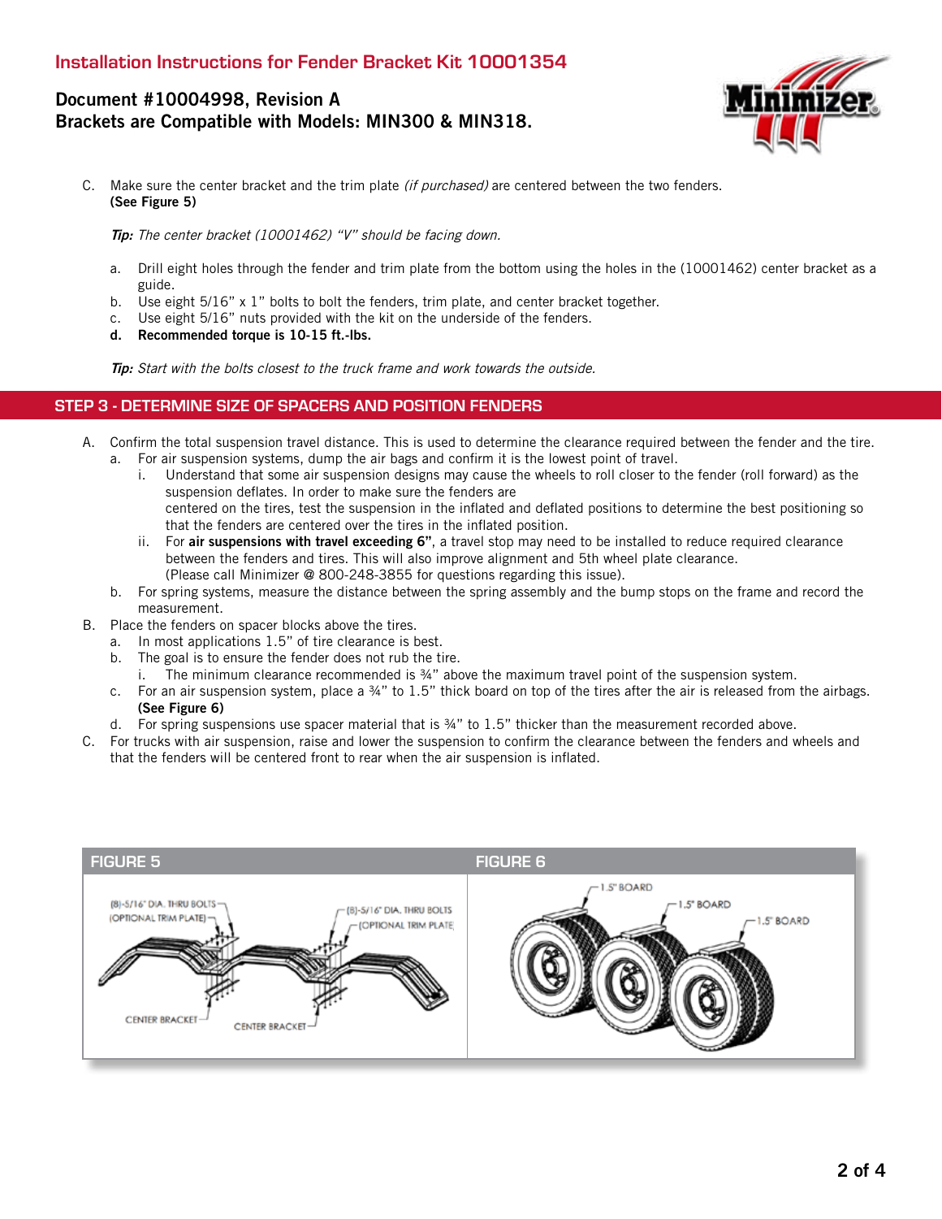# Installation Instructions for Fender Bracket Kit 10001354

**Document #10004998, Revision A**
**Brackets are Compatible with Models: MIN300 & MIN318.**

C. Make sure the center bracket and the trim plate *(if purchased)* are centered between the two fenders. **(See Figure 5)**

***Tip:*** *The center bracket (10001462) "V" should be facing down.*

a. Drill eight holes through the fender and trim plate from the bottom using the holes in the (10001462) center bracket as a guide.
b. Use eight 5/16" x 1" bolts to bolt the fenders, trim plate, and center bracket together.
c. Use eight 5/16" nuts provided with the kit on the underside of the fenders.
**d. Recommended torque is 10-15 ft.-lbs.**

***Tip:*** *Start with the bolts closest to the truck frame and work towards the outside.*

## STEP 3 - DETERMINE SIZE OF SPACERS AND POSITION FENDERS

A. Confirm the total suspension travel distance. This is used to determine the clearance required between the fender and the tire.
   a. For air suspension systems, dump the air bags and confirm it is the lowest point of travel.
      i. Understand that some air suspension designs may cause the wheels to roll closer to the fender (roll forward) as the suspension deflates. In order to make sure the fenders are centered on the tires, test the suspension in the inflated and deflated positions to determine the best positioning so that the fenders are centered over the tires in the inflated position.
      ii. For **air suspensions with travel exceeding 6"**, a travel stop may need to be installed to reduce required clearance between the fenders and tires. This will also improve alignment and 5th wheel plate clearance. (Please call Minimizer @ 800-248-3855 for questions regarding this issue).
   b. For spring systems, measure the distance between the spring assembly and the bump stops on the frame and record the measurement.
B. Place the fenders on spacer blocks above the tires.
   a. In most applications 1.5" of tire clearance is best.
   b. The goal is to ensure the fender does not rub the tire.
      i. The minimum clearance recommended is ¾" above the maximum travel point of the suspension system.
   c. For an air suspension system, place a ¾" to 1.5" thick board on top of the tires after the air is released from the airbags. **(See Figure 6)**
   d. For spring suspensions use spacer material that is ¾" to 1.5" thicker than the measurement recorded above.
C. For trucks with air suspension, raise and lower the suspension to confirm the clearance between the fenders and wheels and that the fenders will be centered front to rear when the air suspension is inflated.

**FIGURE 5**

(8)-5/16" DIA. THRU BOLTS
(OPTIONAL TRIM PLATE)
(8)-5/16" DIA. THRU BOLTS
(OPTIONAL TRIM PLATE)
CENTER BRACKET
CENTER BRACKET

**FIGURE 6**

1.5" BOARD
1.5" BOARD
1.5" BOARD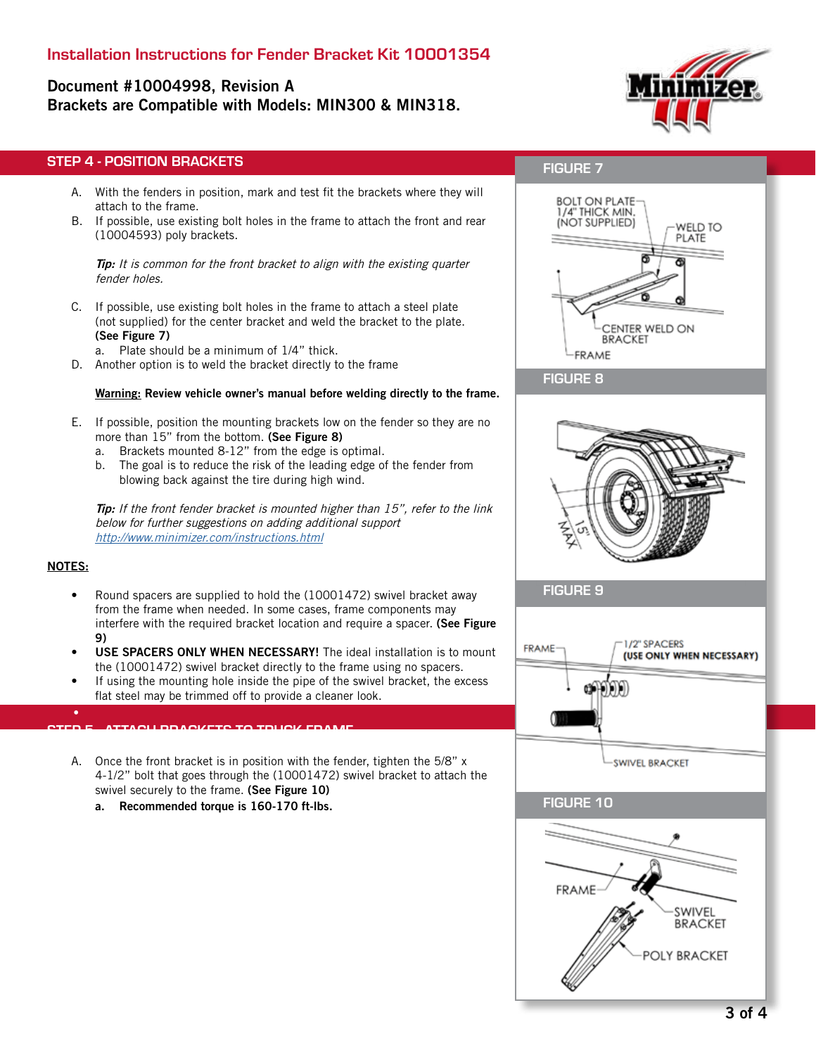# Installation Instructions for Fender Bracket Kit 10001354

**Document #10004998, Revision A**
**Brackets are Compatible with Models: MIN300 & MIN318.**

## STEP 4 - POSITION BRACKETS

A. With the fenders in position, mark and test fit the brackets where they will attach to the frame.

B. If possible, use existing bolt holes in the frame to attach the front and rear (10004593) poly brackets.

*Tip: It is common for the front bracket to align with the existing quarter fender holes.*

C. If possible, use existing bolt holes in the frame to attach a steel plate (not supplied) for the center bracket and weld the bracket to the plate. **(See Figure 7)**
   a. Plate should be a minimum of 1/4" thick.

D. Another option is to weld the bracket directly to the frame

**Warning: Review vehicle owner's manual before welding directly to the frame.**

E. If possible, position the mounting brackets low on the fender so they are no more than 15" from the bottom. **(See Figure 8)**
   a. Brackets mounted 8-12" from the edge is optimal.
   b. The goal is to reduce the risk of the leading edge of the fender from blowing back against the tire during high wind.

*Tip: If the front fender bracket is mounted higher than 15", refer to the link below for further suggestions on adding additional support* *http://www.minimizer.com/instructions.html*

**NOTES:**

- Round spacers are supplied to hold the (10001472) swivel bracket away from the frame when needed. In some cases, frame components may interfere with the required bracket location and require a spacer. **(See Figure 9)**
- **USE SPACERS ONLY WHEN NECESSARY!** The ideal installation is to mount the (10001472) swivel bracket directly to the frame using no spacers.
- If using the mounting hole inside the pipe of the swivel bracket, the excess flat steel may be trimmed off to provide a cleaner look.

## STEP 5 - ATTACH BRACKETS TO TRUCK FRAME

A. Once the front bracket is in position with the fender, tighten the 5/8" x 4-1/2" bolt that goes through the (10001472) swivel bracket to attach the swivel securely to the frame. **(See Figure 10)**
   **a. Recommended torque is 160-170 ft-lbs.**

**FIGURE 7**

BOLT ON PLATE 1/4" THICK MIN. (NOT SUPPLIED)
WELD TO PLATE
CENTER WELD ON BRACKET
FRAME

**FIGURE 8**

15" MAX

**FIGURE 9**

FRAME
1/2" SPACERS (USE ONLY WHEN NECESSARY)
SWIVEL BRACKET

**FIGURE 10**

FRAME
SWIVEL BRACKET
POLY BRACKET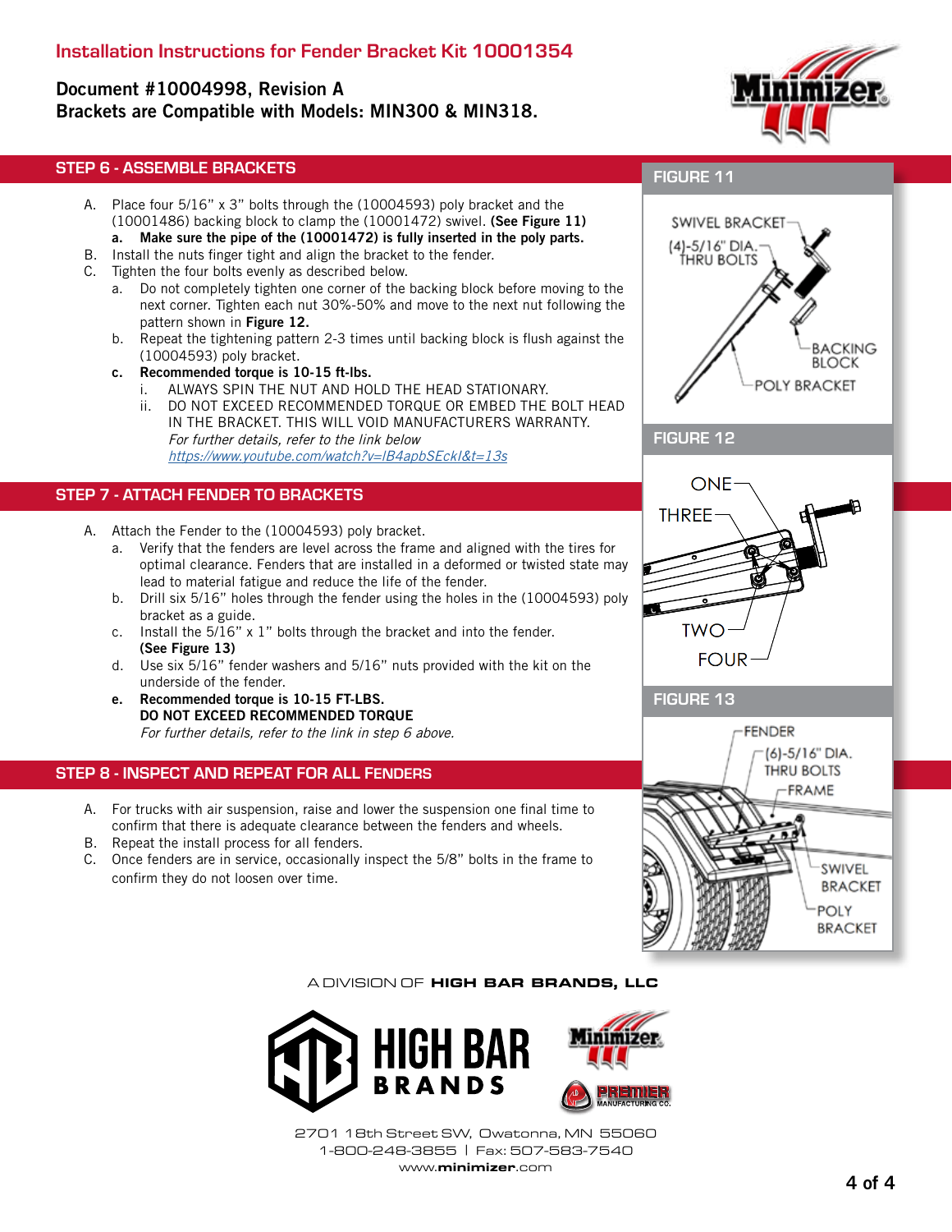# Installation Instructions for Fender Bracket Kit 10001354

**Document #10004998, Revision A**
**Brackets are Compatible with Models: MIN300 & MIN318.**

## STEP 6 - ASSEMBLE BRACKETS

A. Place four 5/16" x 3" bolts through the (10004593) poly bracket and the (10001486) backing block to clamp the (10001472) swivel. **(See Figure 11)**
   - **a. Make sure the pipe of the (10001472) is fully inserted in the poly parts.**

B. Install the nuts finger tight and align the bracket to the fender.

C. Tighten the four bolts evenly as described below.
   - a. Do not completely tighten one corner of the backing block before moving to the next corner. Tighten each nut 30%-50% and move to the next nut following the pattern shown in **Figure 12.**
   - b. Repeat the tightening pattern 2-3 times until backing block is flush against the (10004593) poly bracket.
   - **c. Recommended torque is 10-15 ft-lbs.**
     - i. ALWAYS SPIN THE NUT AND HOLD THE HEAD STATIONARY.
     - ii. DO NOT EXCEED RECOMMENDED TORQUE OR EMBED THE BOLT HEAD IN THE BRACKET. THIS WILL VOID MANUFACTURERS WARRANTY.

     *For further details, refer to the link below*
     *https://www.youtube.com/watch?v=lB4apbSEckI&t=13s*

## STEP 7 - ATTACH FENDER TO BRACKETS

A. Attach the Fender to the (10004593) poly bracket.
   - a. Verify that the fenders are level across the frame and aligned with the tires for optimal clearance. Fenders that are installed in a deformed or twisted state may lead to material fatigue and reduce the life of the fender.
   - b. Drill six 5/16" holes through the fender using the holes in the (10004593) poly bracket as a guide.
   - c. Install the 5/16" x 1" bolts through the bracket and into the fender. **(See Figure 13)**
   - d. Use six 5/16" fender washers and 5/16" nuts provided with the kit on the underside of the fender.
   - **e. Recommended torque is 10-15 FT-LBS.**
     **DO NOT EXCEED RECOMMENDED TORQUE**
     *For further details, refer to the link in step 6 above.*

## STEP 8 - INSPECT AND REPEAT FOR ALL FENDERS

A. For trucks with air suspension, raise and lower the suspension one final time to confirm that there is adequate clearance between the fenders and wheels.

B. Repeat the install process for all fenders.

C. Once fenders are in service, occasionally inspect the 5/8" bolts in the frame to confirm they do not loosen over time.

**FIGURE 11**

SWIVEL BRACKET
(4)-5/16" DIA. THRU BOLTS
BACKING BLOCK
POLY BRACKET

**FIGURE 12**

ONE
THREE
TWO
FOUR

**FIGURE 13**

FENDER
(6)-5/16" DIA. THRU BOLTS
FRAME
SWIVEL BRACKET
POLY BRACKET

A DIVISION OF **HIGH BAR BRANDS, LLC**

HIGH BAR BRANDS

Minimizer

PREMIER MANUFACTURING CO.

2701 18th Street SW, Owatonna, MN 55060
1-800-248-3855 | Fax: 507-583-7540
www.**minimizer**.com